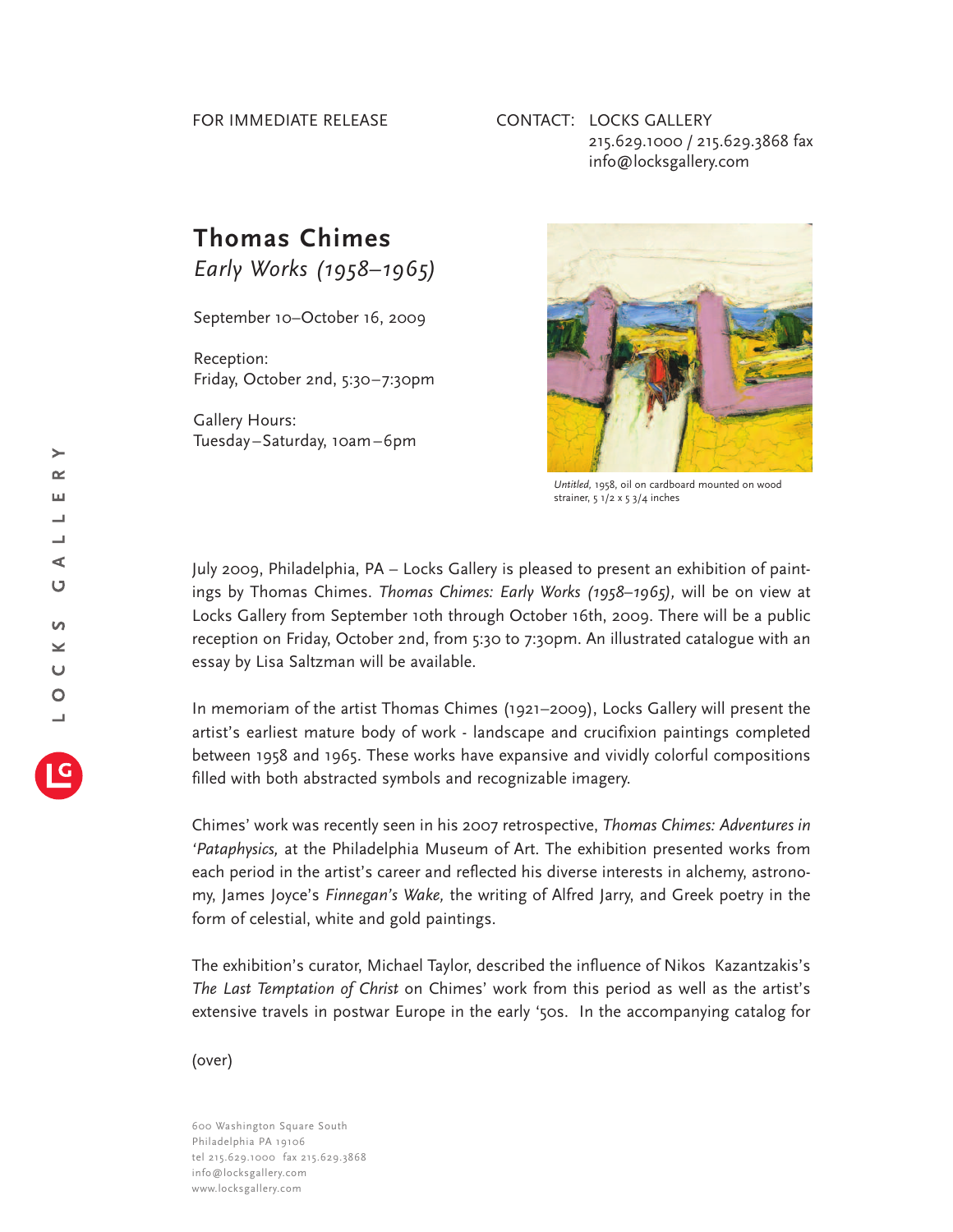FOR IMMEDIATE RELEASE

CONTACT: LOCKS GALLERY
215.629.1000 / 215.629.3868 fax
info@locksgallery.com

# Thomas Chimes

*Early Works (1958–1965)*

September 10–October 16, 2009

Reception:
Friday, October 2nd, 5:30–7:30pm

Gallery Hours:
Tuesday–Saturday, 10am–6pm

*Untitled*, 1958, oil on cardboard mounted on wood strainer, 5 1/2 x 5 3/4 inches

July 2009, Philadelphia, PA – Locks Gallery is pleased to present an exhibition of paintings by Thomas Chimes. *Thomas Chimes: Early Works (1958–1965),* will be on view at Locks Gallery from September 10th through October 16th, 2009. There will be a public reception on Friday, October 2nd, from 5:30 to 7:30pm. An illustrated catalogue with an essay by Lisa Saltzman will be available.

In memoriam of the artist Thomas Chimes (1921–2009), Locks Gallery will present the artist's earliest mature body of work - landscape and crucifixion paintings completed between 1958 and 1965. These works have expansive and vividly colorful compositions filled with both abstracted symbols and recognizable imagery.

Chimes' work was recently seen in his 2007 retrospective, *Thomas Chimes: Adventures in 'Pataphysics,* at the Philadelphia Museum of Art. The exhibition presented works from each period in the artist's career and reflected his diverse interests in alchemy, astronomy, James Joyce's *Finnegan's Wake,* the writing of Alfred Jarry, and Greek poetry in the form of celestial, white and gold paintings.

The exhibition's curator, Michael Taylor, described the influence of Nikos Kazantzakis's *The Last Temptation of Christ* on Chimes' work from this period as well as the artist's extensive travels in postwar Europe in the early '50s. In the accompanying catalog for

(over)

600 Washington Square South
Philadelphia PA 19106
tel 215.629.1000 fax 215.629.3868
info@locksgallery.com
www.locksgallery.com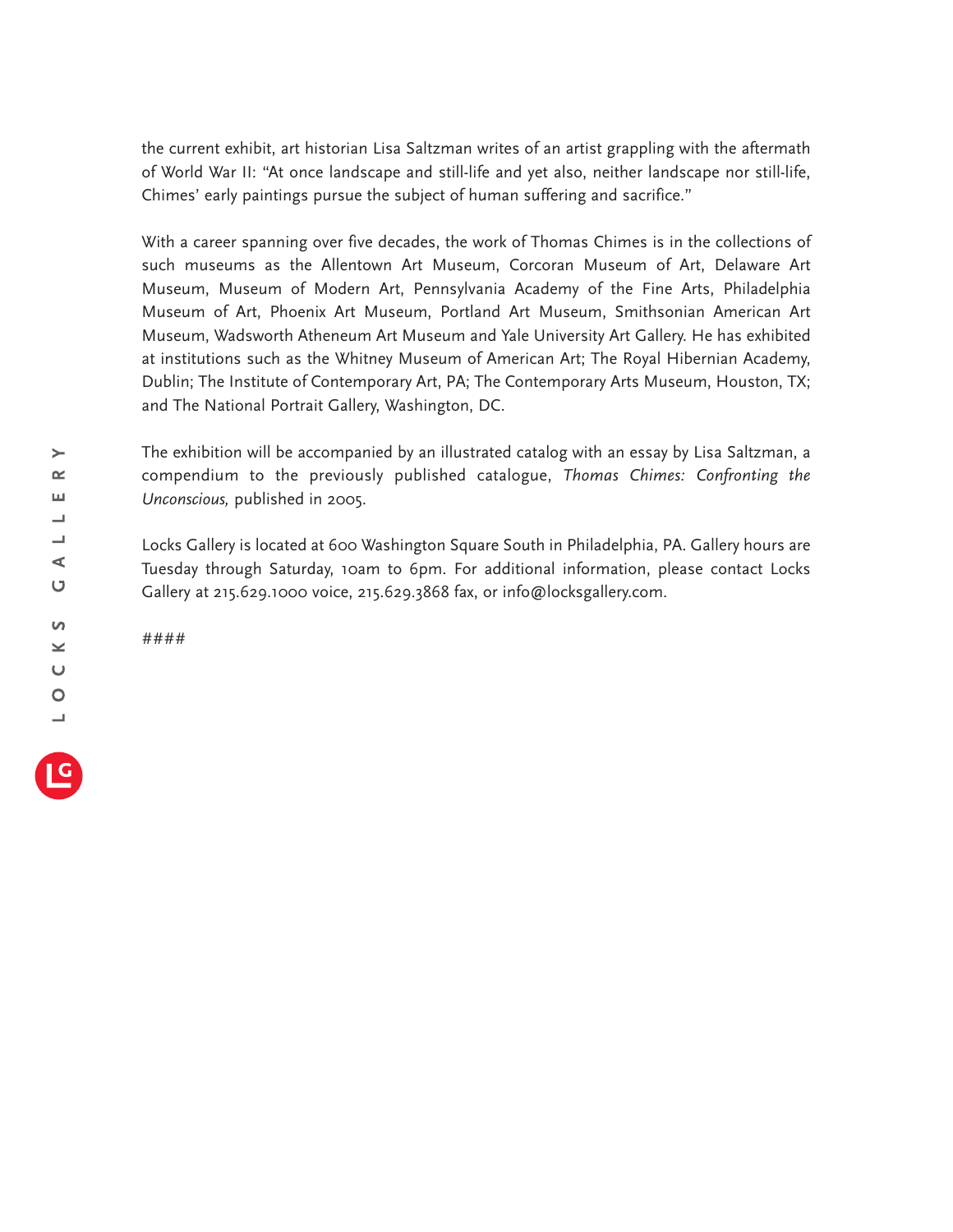the current exhibit, art historian Lisa Saltzman writes of an artist grappling with the aftermath of World War II: "At once landscape and still-life and yet also, neither landscape nor still-life, Chimes' early paintings pursue the subject of human suffering and sacrifice."

With a career spanning over five decades, the work of Thomas Chimes is in the collections of such museums as the Allentown Art Museum, Corcoran Museum of Art, Delaware Art Museum, Museum of Modern Art, Pennsylvania Academy of the Fine Arts, Philadelphia Museum of Art, Phoenix Art Museum, Portland Art Museum, Smithsonian American Art Museum, Wadsworth Atheneum Art Museum and Yale University Art Gallery. He has exhibited at institutions such as the Whitney Museum of American Art; The Royal Hibernian Academy, Dublin; The Institute of Contemporary Art, PA; The Contemporary Arts Museum, Houston, TX; and The National Portrait Gallery, Washington, DC.

The exhibition will be accompanied by an illustrated catalog with an essay by Lisa Saltzman, a compendium to the previously published catalogue, *Thomas Chimes: Confronting the Unconscious,* published in 2005.

Locks Gallery is located at 600 Washington Square South in Philadelphia, PA. Gallery hours are Tuesday through Saturday, 10am to 6pm. For additional information, please contact Locks Gallery at 215.629.1000 voice, 215.629.3868 fax, or info@locksgallery.com.

####